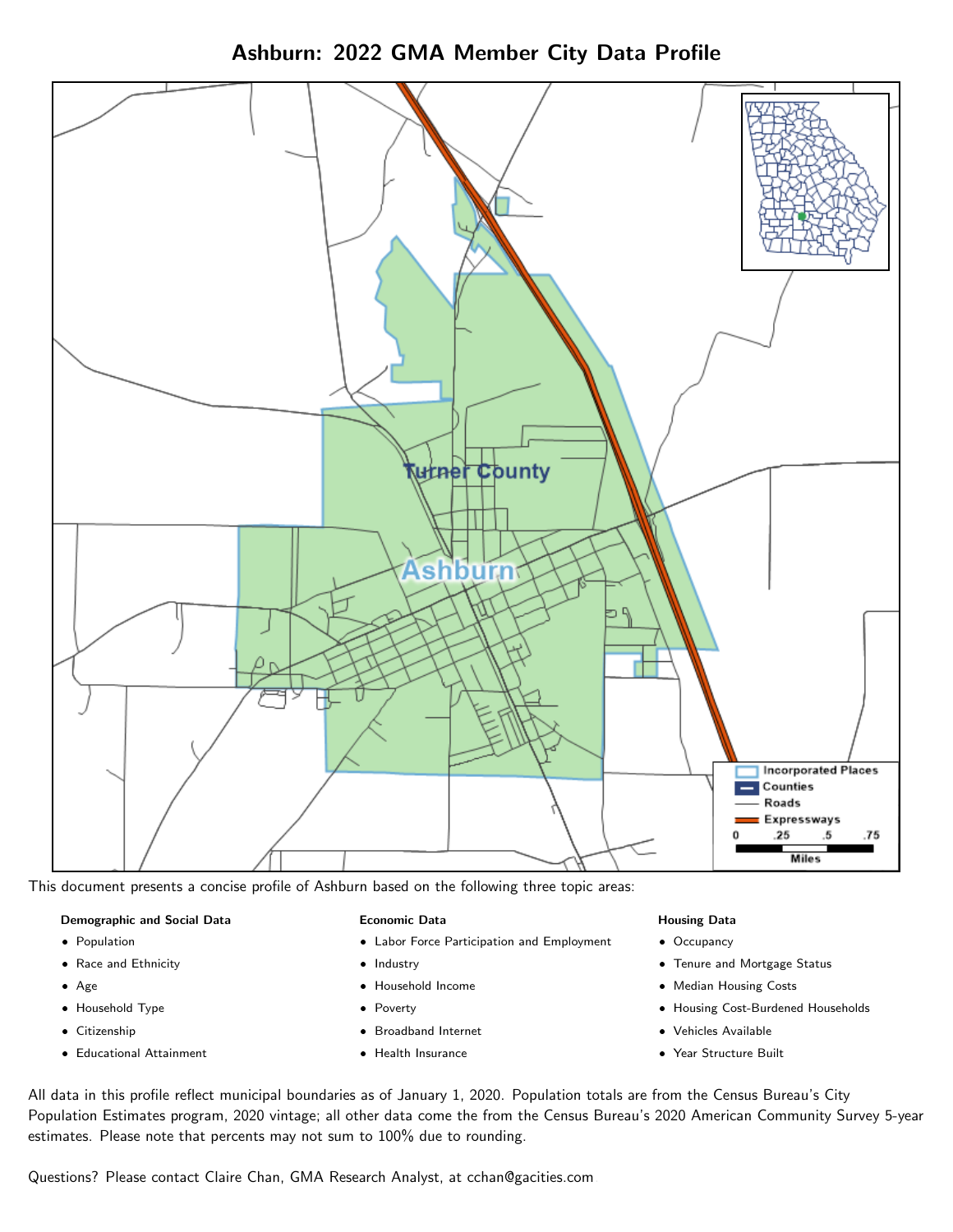# Ashburn: 2022 GMA Member City Data Profile

This document presents a concise profile of Ashburn based on the following three topic areas:

**Demographic and Social Data**

- Population
- Race and Ethnicity
- Age
- Household Type
- Citizenship
- Educational Attainment

**Economic Data**

- Labor Force Participation and Employment
- Industry
- Household Income
- Poverty
- Broadband Internet
- Health Insurance

**Housing Data**

- Occupancy
- Tenure and Mortgage Status
- Median Housing Costs
- Housing Cost-Burdened Households
- Vehicles Available
- Year Structure Built

All data in this profile reflect municipal boundaries as of January 1, 2020. Population totals are from the Census Bureau's City Population Estimates program, 2020 vintage; all other data come the from the Census Bureau's 2020 American Community Survey 5-year estimates. Please note that percents may not sum to 100% due to rounding.

Questions? Please contact Claire Chan, GMA Research Analyst, at cchan@gacities.com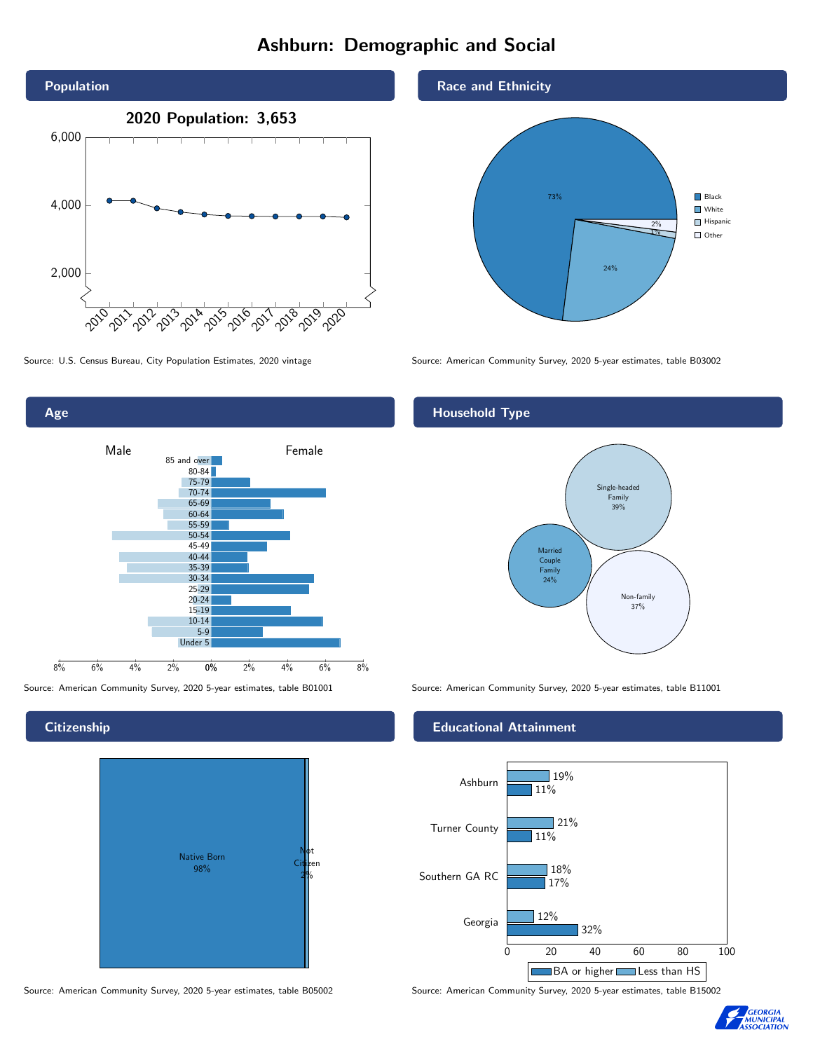# Ashburn: Demographic and Social

## Population

**2020 Population: 3,653**

Source: U.S. Census Bureau, City Population Estimates, 2020 vintage

## Race and Ethnicity

| Group | Percent |
|---|---|
| Black | 73% |
| White | 24% |
| Hispanic | 1% |
| Other | 2% |

Source: American Community Survey, 2020 5-year estimates, table B03002

## Age

Male / Female

Source: American Community Survey, 2020 5-year estimates, table B01001

## Household Type

| Type | Percent |
|---|---|
| Single-headed Family | 39% |
| Married Couple Family | 24% |
| Non-family | 37% |

Source: American Community Survey, 2020 5-year estimates, table B11001

## Citizenship

| Status | Percent |
|---|---|
| Native Born | 98% |
| Not Citizen | 2% |

Source: American Community Survey, 2020 5-year estimates, table B05002

## Educational Attainment

| Area | Less than HS | BA or higher |
|---|---|---|
| Ashburn | 19% | 11% |
| Turner County | 21% | 11% |
| Southern GA RC | 18% | 17% |
| Georgia | 12% | 32% |

Source: American Community Survey, 2020 5-year estimates, table B15002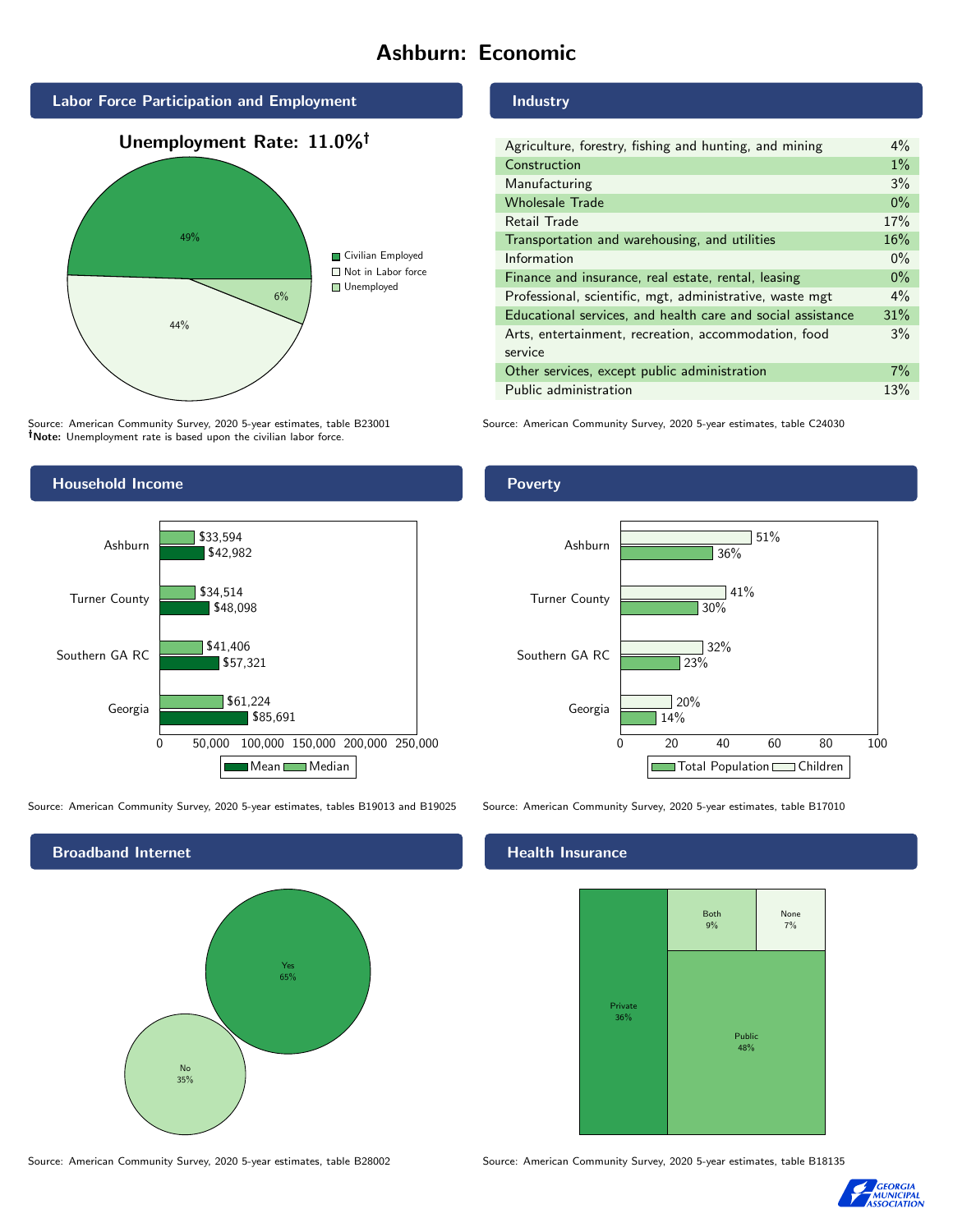# Ashburn: Economic

## Labor Force Participation and Employment

**Unemployment Rate: 11.0%†**

| Category | Percent |
|---|---|
| Civilian Employed | 49% |
| Not in Labor force | 44% |
| Unemployed | 6% |

Source: American Community Survey, 2020 5-year estimates, table B23001
**†Note:** Unemployment rate is based upon the civilian labor force.

## Industry

| Industry | Percent |
|---|---|
| Agriculture, forestry, fishing and hunting, and mining | 4% |
| Construction | 1% |
| Manufacturing | 3% |
| Wholesale Trade | 0% |
| Retail Trade | 17% |
| Transportation and warehousing, and utilities | 16% |
| Information | 0% |
| Finance and insurance, real estate, rental, leasing | 0% |
| Professional, scientific, mgt, administrative, waste mgt | 4% |
| Educational services, and health care and social assistance | 31% |
| Arts, entertainment, recreation, accommodation, food service | 3% |
| Other services, except public administration | 7% |
| Public administration | 13% |

Source: American Community Survey, 2020 5-year estimates, table C24030

## Household Income

| Area | Median | Mean |
|---|---|---|
| Ashburn | $33,594 | $42,982 |
| Turner County | $34,514 | $48,098 |
| Southern GA RC | $41,406 | $57,321 |
| Georgia | $61,224 | $85,691 |

Source: American Community Survey, 2020 5-year estimates, tables B19013 and B19025

## Poverty

| Area | Children | Total Population |
|---|---|---|
| Ashburn | 51% | 36% |
| Turner County | 41% | 30% |
| Southern GA RC | 32% | 23% |
| Georgia | 20% | 14% |

Source: American Community Survey, 2020 5-year estimates, table B17010

## Broadband Internet

| Response | Percent |
|---|---|
| Yes | 65% |
| No | 35% |

Source: American Community Survey, 2020 5-year estimates, table B28002

## Health Insurance

| Type | Percent |
|---|---|
| Private | 36% |
| Public | 48% |
| Both | 9% |
| None | 7% |

Source: American Community Survey, 2020 5-year estimates, table B18135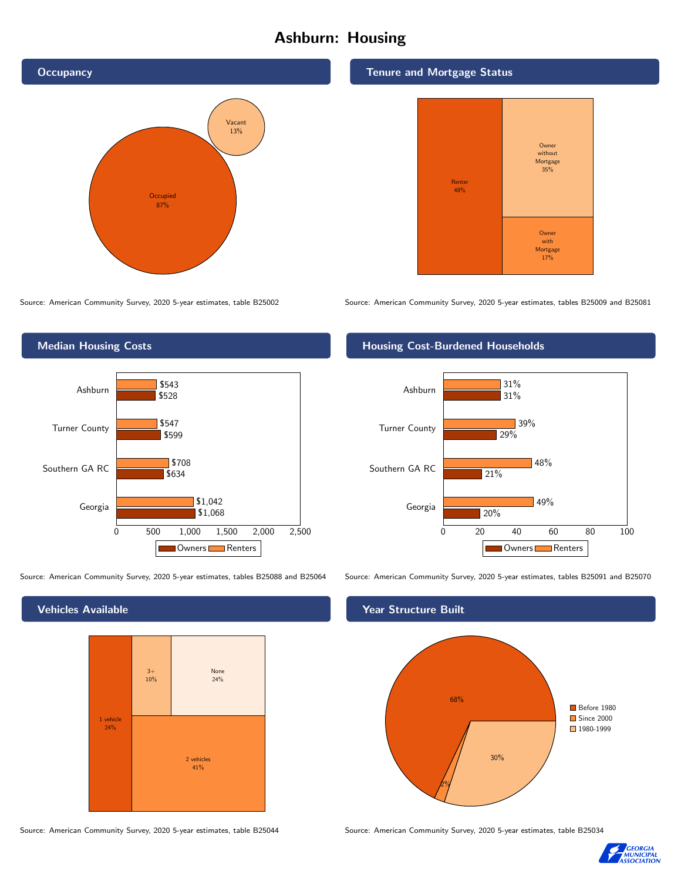# Ashburn: Housing

## Occupancy

Vacant
13%

Occupied
87%

Source: American Community Survey, 2020 5-year estimates, table B25002

## Tenure and Mortgage Status

Renter
48%

Owner
without
Mortgage
35%

Owner
with
Mortgage
17%

Source: American Community Survey, 2020 5-year estimates, tables B25009 and B25081

## Median Housing Costs

Ashburn
$543
$528

Turner County
$547
$599

Southern GA RC
$708
$634

Georgia
$1,042
$1,068

0 500 1,000 1,500 2,000 2,500

Owners Renters

Source: American Community Survey, 2020 5-year estimates, tables B25088 and B25064

## Housing Cost-Burdened Households

Ashburn
31%
31%

Turner County
39%
29%

Southern GA RC
48%
21%

Georgia
49%
20%

0 20 40 60 80 100

Owners Renters

Source: American Community Survey, 2020 5-year estimates, tables B25091 and B25070

## Vehicles Available

1 vehicle
24%

3+
10%

None
24%

2 vehicles
41%

Source: American Community Survey, 2020 5-year estimates, table B25044

## Year Structure Built

68%

2%

30%

Before 1980
Since 2000
1980-1999

Source: American Community Survey, 2020 5-year estimates, table B25034

GEORGIA MUNICIPAL ASSOCIATION